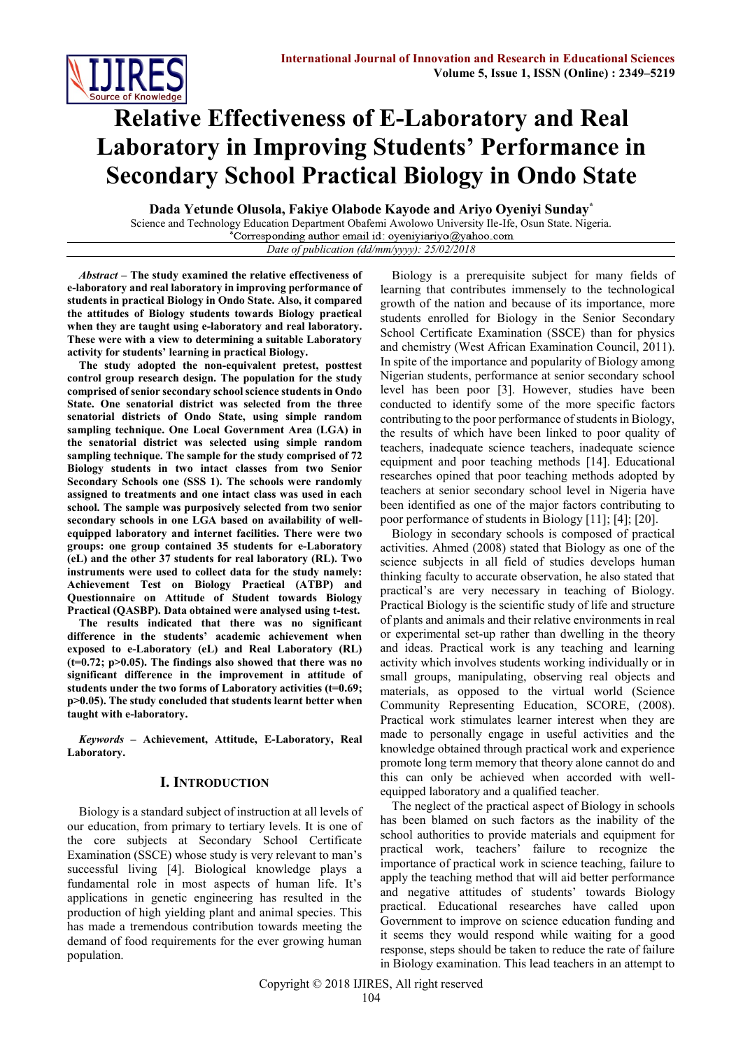# Relative Effectiveness of E-Laboratory and Real Laboratory in Improving Students' Performance in Secondary School Practical Biology in Ondo State

**Dada Yetunde Olusola, Fakiye Olabode Kayode and Ariyo Oyeniyi Sunday***

Science and Technology Education Department Obafemi Awolowo University Ile-Ife, Osun State. Nigeria.

*Corresponding author email id: oyeniyiariyo@yahoo.com

*Date of publication (dd/mm/yyyy): 25/02/2018*

***Abstract* – The study examined the relative effectiveness of e-laboratory and real laboratory in improving performance of students in practical Biology in Ondo State. Also, it compared the attitudes of Biology students towards Biology practical when they are taught using e-laboratory and real laboratory. These were with a view to determining a suitable Laboratory activity for students' learning in practical Biology.**

**The study adopted the non-equivalent pretest, posttest control group research design. The population for the study comprised of senior secondary school science students in Ondo State. One senatorial district was selected from the three senatorial districts of Ondo State, using simple random sampling technique. One Local Government Area (LGA) in the senatorial district was selected using simple random sampling technique. The sample for the study comprised of 72 Biology students in two intact classes from two Senior Secondary Schools one (SSS 1). The schools were randomly assigned to treatments and one intact class was used in each school. The sample was purposively selected from two senior secondary schools in one LGA based on availability of well-equipped laboratory and internet facilities. There were two groups: one group contained 35 students for e-Laboratory (eL) and the other 37 students for real laboratory (RL). Two instruments were used to collect data for the study namely: Achievement Test on Biology Practical (ATBP) and Questionnaire on Attitude of Student towards Biology Practical (QASBP). Data obtained were analysed using t-test.**

**The results indicated that there was no significant difference in the students' academic achievement when exposed to e-Laboratory (eL) and Real Laboratory (RL) ($t=0.72$; $p>0.05$). The findings also showed that there was no significant difference in the improvement in attitude of students under the two forms of Laboratory activities ($t=0.69$; $p>0.05$). The study concluded that students learnt better when taught with e-laboratory.**

***Keywords* – Achievement, Attitude, E-Laboratory, Real Laboratory.**

## I. Introduction

Biology is a standard subject of instruction at all levels of our education, from primary to tertiary levels. It is one of the core subjects at Secondary School Certificate Examination (SSCE) whose study is very relevant to man's successful living [4]. Biological knowledge plays a fundamental role in most aspects of human life. It's applications in genetic engineering has resulted in the production of high yielding plant and animal species. This has made a tremendous contribution towards meeting the demand of food requirements for the ever growing human population.

Biology is a prerequisite subject for many fields of learning that contributes immensely to the technological growth of the nation and because of its importance, more students enrolled for Biology in the Senior Secondary School Certificate Examination (SSCE) than for physics and chemistry (West African Examination Council, 2011). In spite of the importance and popularity of Biology among Nigerian students, performance at senior secondary school level has been poor [3]. However, studies have been conducted to identify some of the more specific factors contributing to the poor performance of students in Biology, the results of which have been linked to poor quality of teachers, inadequate science teachers, inadequate science equipment and poor teaching methods [14]. Educational researches opined that poor teaching methods adopted by teachers at senior secondary school level in Nigeria have been identified as one of the major factors contributing to poor performance of students in Biology [11]; [4]; [20].

Biology in secondary schools is composed of practical activities. Ahmed (2008) stated that Biology as one of the science subjects in all field of studies develops human thinking faculty to accurate observation, he also stated that practical's are very necessary in teaching of Biology. Practical Biology is the scientific study of life and structure of plants and animals and their relative environments in real or experimental set-up rather than dwelling in the theory and ideas. Practical work is any teaching and learning activity which involves students working individually or in small groups, manipulating, observing real objects and materials, as opposed to the virtual world (Science Community Representing Education, SCORE, (2008). Practical work stimulates learner interest when they are made to personally engage in useful activities and the knowledge obtained through practical work and experience promote long term memory that theory alone cannot do and this can only be achieved when accorded with well-equipped laboratory and a qualified teacher.

The neglect of the practical aspect of Biology in schools has been blamed on such factors as the inability of the school authorities to provide materials and equipment for practical work, teachers' failure to recognize the importance of practical work in science teaching, failure to apply the teaching method that will aid better performance and negative attitudes of students' towards Biology practical. Educational researches have called upon Government to improve on science education funding and it seems they would respond while waiting for a good response, steps should be taken to reduce the rate of failure in Biology examination. This lead teachers in an attempt to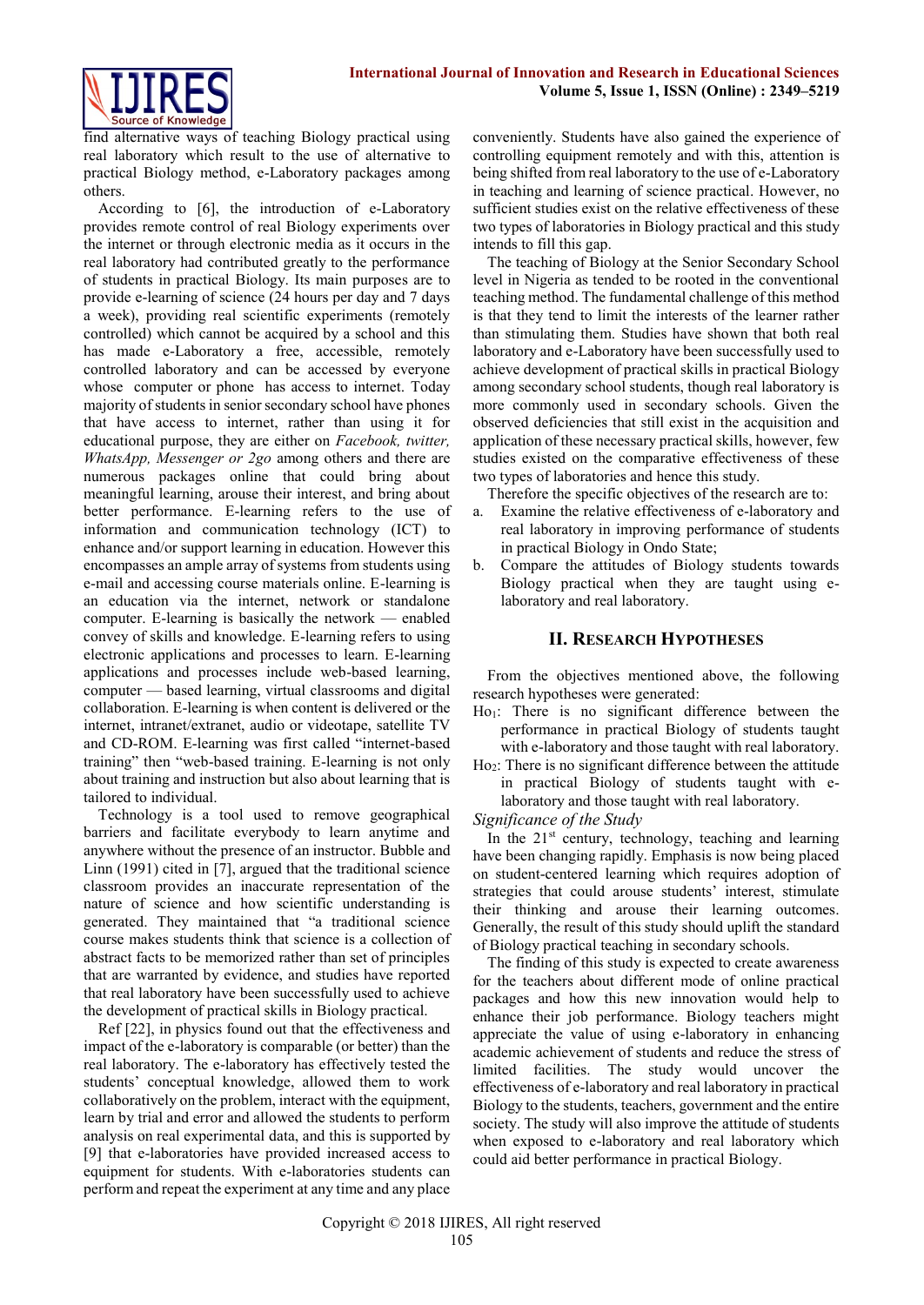find alternative ways of teaching Biology practical using real laboratory which result to the use of alternative to practical Biology method, e-Laboratory packages among others.

According to [6], the introduction of e-Laboratory provides remote control of real Biology experiments over the internet or through electronic media as it occurs in the real laboratory had contributed greatly to the performance of students in practical Biology. Its main purposes are to provide e-learning of science (24 hours per day and 7 days a week), providing real scientific experiments (remotely controlled) which cannot be acquired by a school and this has made e-Laboratory a free, accessible, remotely controlled laboratory and can be accessed by everyone whose computer or phone has access to internet. Today majority of students in senior secondary school have phones that have access to internet, rather than using it for educational purpose, they are either on *Facebook, twitter, WhatsApp, Messenger or 2go* among others and there are numerous packages online that could bring about meaningful learning, arouse their interest, and bring about better performance. E-learning refers to the use of information and communication technology (ICT) to enhance and/or support learning in education. However this encompasses an ample array of systems from students using e-mail and accessing course materials online. E-learning is an education via the internet, network or standalone computer. E-learning is basically the network — enabled convey of skills and knowledge. E-learning refers to using electronic applications and processes to learn. E-learning applications and processes include web-based learning, computer — based learning, virtual classrooms and digital collaboration. E-learning is when content is delivered or the internet, intranet/extranet, audio or videotape, satellite TV and CD-ROM. E-learning was first called "internet-based training" then "web-based training. E-learning is not only about training and instruction but also about learning that is tailored to individual.

Technology is a tool used to remove geographical barriers and facilitate everybody to learn anytime and anywhere without the presence of an instructor. Bubble and Linn (1991) cited in [7], argued that the traditional science classroom provides an inaccurate representation of the nature of science and how scientific understanding is generated. They maintained that "a traditional science course makes students think that science is a collection of abstract facts to be memorized rather than set of principles that are warranted by evidence, and studies have reported that real laboratory have been successfully used to achieve the development of practical skills in Biology practical.

Ref [22], in physics found out that the effectiveness and impact of the e-laboratory is comparable (or better) than the real laboratory. The e-laboratory has effectively tested the students' conceptual knowledge, allowed them to work collaboratively on the problem, interact with the equipment, learn by trial and error and allowed the students to perform analysis on real experimental data, and this is supported by [9] that e-laboratories have provided increased access to equipment for students. With e-laboratories students can perform and repeat the experiment at any time and any place conveniently. Students have also gained the experience of controlling equipment remotely and with this, attention is being shifted from real laboratory to the use of e-Laboratory in teaching and learning of science practical. However, no sufficient studies exist on the relative effectiveness of these two types of laboratories in Biology practical and this study intends to fill this gap.

The teaching of Biology at the Senior Secondary School level in Nigeria as tended to be rooted in the conventional teaching method. The fundamental challenge of this method is that they tend to limit the interests of the learner rather than stimulating them. Studies have shown that both real laboratory and e-Laboratory have been successfully used to achieve development of practical skills in practical Biology among secondary school students, though real laboratory is more commonly used in secondary schools. Given the observed deficiencies that still exist in the acquisition and application of these necessary practical skills, however, few studies existed on the comparative effectiveness of these two types of laboratories and hence this study.

Therefore the specific objectives of the research are to:

a. Examine the relative effectiveness of e-laboratory and real laboratory in improving performance of students in practical Biology in Ondo State;
b. Compare the attitudes of Biology students towards Biology practical when they are taught using e-laboratory and real laboratory.

## II. Research Hypotheses

From the objectives mentioned above, the following research hypotheses were generated:

$Ho_1$: There is no significant difference between the performance in practical Biology of students taught with e-laboratory and those taught with real laboratory.

$Ho_2$: There is no significant difference between the attitude in practical Biology of students taught with e-laboratory and those taught with real laboratory.

### *Significance of the Study*

In the 21st century, technology, teaching and learning have been changing rapidly. Emphasis is now being placed on student-centered learning which requires adoption of strategies that could arouse students' interest, stimulate their thinking and arouse their learning outcomes. Generally, the result of this study should uplift the standard of Biology practical teaching in secondary schools.

The finding of this study is expected to create awareness for the teachers about different mode of online practical packages and how this new innovation would help to enhance their job performance. Biology teachers might appreciate the value of using e-laboratory in enhancing academic achievement of students and reduce the stress of limited facilities. The study would uncover the effectiveness of e-laboratory and real laboratory in practical Biology to the students, teachers, government and the entire society. The study will also improve the attitude of students when exposed to e-laboratory and real laboratory which could aid better performance in practical Biology.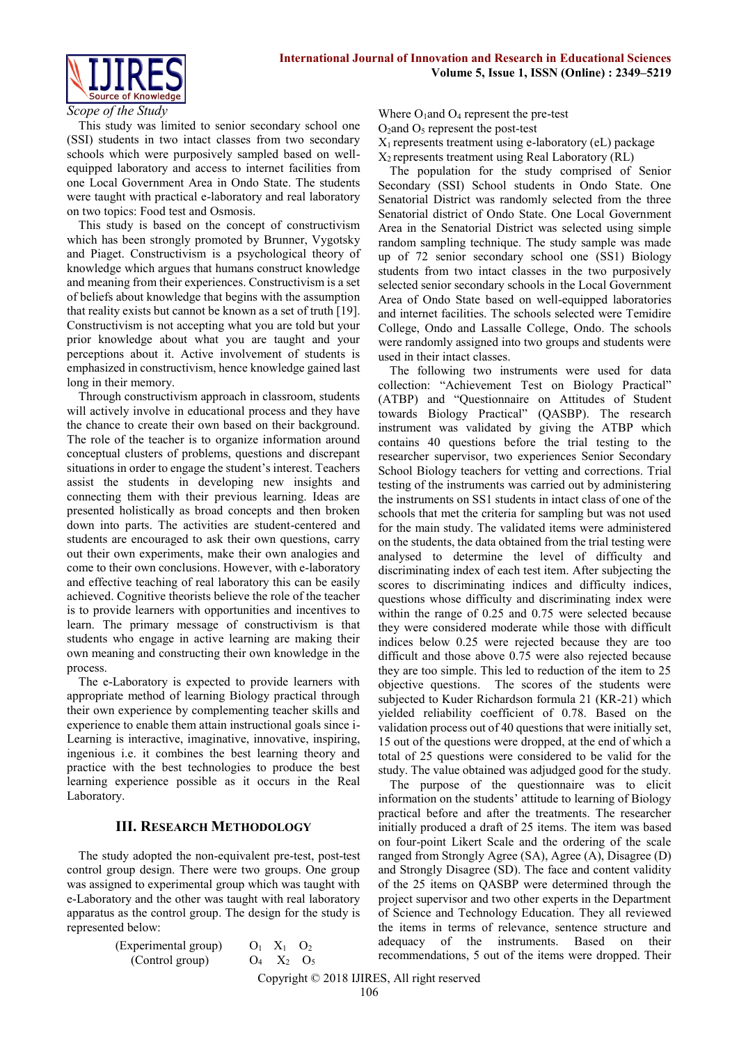*Scope of the Study*

This study was limited to senior secondary school one (SSI) students in two intact classes from two secondary schools which were purposively sampled based on well-equipped laboratory and access to internet facilities from one Local Government Area in Ondo State. The students were taught with practical e-laboratory and real laboratory on two topics: Food test and Osmosis.

This study is based on the concept of constructivism which has been strongly promoted by Brunner, Vygotsky and Piaget. Constructivism is a psychological theory of knowledge which argues that humans construct knowledge and meaning from their experiences. Constructivism is a set of beliefs about knowledge that begins with the assumption that reality exists but cannot be known as a set of truth [19]. Constructivism is not accepting what you are told but your prior knowledge about what you are taught and your perceptions about it. Active involvement of students is emphasized in constructivism, hence knowledge gained last long in their memory.

Through constructivism approach in classroom, students will actively involve in educational process and they have the chance to create their own based on their background. The role of the teacher is to organize information around conceptual clusters of problems, questions and discrepant situations in order to engage the student's interest. Teachers assist the students in developing new insights and connecting them with their previous learning. Ideas are presented holistically as broad concepts and then broken down into parts. The activities are student-centered and students are encouraged to ask their own questions, carry out their own experiments, make their own analogies and come to their own conclusions. However, with e-laboratory and effective teaching of real laboratory this can be easily achieved. Cognitive theorists believe the role of the teacher is to provide learners with opportunities and incentives to learn. The primary message of constructivism is that students who engage in active learning are making their own meaning and constructing their own knowledge in the process.

The e-Laboratory is expected to provide learners with appropriate method of learning Biology practical through their own experience by complementing teacher skills and experience to enable them attain instructional goals since i-Learning is interactive, imaginative, innovative, inspiring, ingenious i.e. it combines the best learning theory and practice with the best technologies to produce the best learning experience possible as it occurs in the Real Laboratory.

## III. Research Methodology

The study adopted the non-equivalent pre-test, post-test control group design. There were two groups. One group was assigned to experimental group which was taught with e-Laboratory and the other was taught with real laboratory apparatus as the control group. The design for the study is represented below:

| | | | |
|---|---|---|---|
| (Experimental group) | $O_1$ | $X_1$ | $O_2$ |
| (Control group) | $O_4$ | $X_2$ | $O_5$ |

Where $O_1$ and $O_4$ represent the pre-test

$O_2$ and $O_5$ represent the post-test

$X_1$ represents treatment using e-laboratory (eL) package

$X_2$ represents treatment using Real Laboratory (RL)

The population for the study comprised of Senior Secondary (SSI) School students in Ondo State. One Senatorial District was randomly selected from the three Senatorial district of Ondo State. One Local Government Area in the Senatorial District was selected using simple random sampling technique. The study sample was made up of 72 senior secondary school one (SS1) Biology students from two intact classes in the two purposively selected senior secondary schools in the Local Government Area of Ondo State based on well-equipped laboratories and internet facilities. The schools selected were Temidire College, Ondo and Lassalle College, Ondo. The schools were randomly assigned into two groups and students were used in their intact classes.

The following two instruments were used for data collection: "Achievement Test on Biology Practical" (ATBP) and "Questionnaire on Attitudes of Student towards Biology Practical" (QASBP). The research instrument was validated by giving the ATBP which contains 40 questions before the trial testing to the researcher supervisor, two experiences Senior Secondary School Biology teachers for vetting and corrections. Trial testing of the instruments was carried out by administering the instruments on SS1 students in intact class of one of the schools that met the criteria for sampling but was not used for the main study. The validated items were administered on the students, the data obtained from the trial testing were analysed to determine the level of difficulty and discriminating index of each test item. After subjecting the scores to discriminating indices and difficulty indices, questions whose difficulty and discriminating index were within the range of 0.25 and 0.75 were selected because they were considered moderate while those with difficult indices below 0.25 were rejected because they are too difficult and those above 0.75 were also rejected because they are too simple. This led to reduction of the item to 25 objective questions. The scores of the students were subjected to Kuder Richardson formula 21 (KR-21) which yielded reliability coefficient of 0.78. Based on the validation process out of 40 questions that were initially set, 15 out of the questions were dropped, at the end of which a total of 25 questions were considered to be valid for the study. The value obtained was adjudged good for the study.

The purpose of the questionnaire was to elicit information on the students' attitude to learning of Biology practical before and after the treatments. The researcher initially produced a draft of 25 items. The item was based on four-point Likert Scale and the ordering of the scale ranged from Strongly Agree (SA), Agree (A), Disagree (D) and Strongly Disagree (SD). The face and content validity of the 25 items on QASBP were determined through the project supervisor and two other experts in the Department of Science and Technology Education. They all reviewed the items in terms of relevance, sentence structure and adequacy of the instruments. Based on their recommendations, 5 out of the items were dropped. Their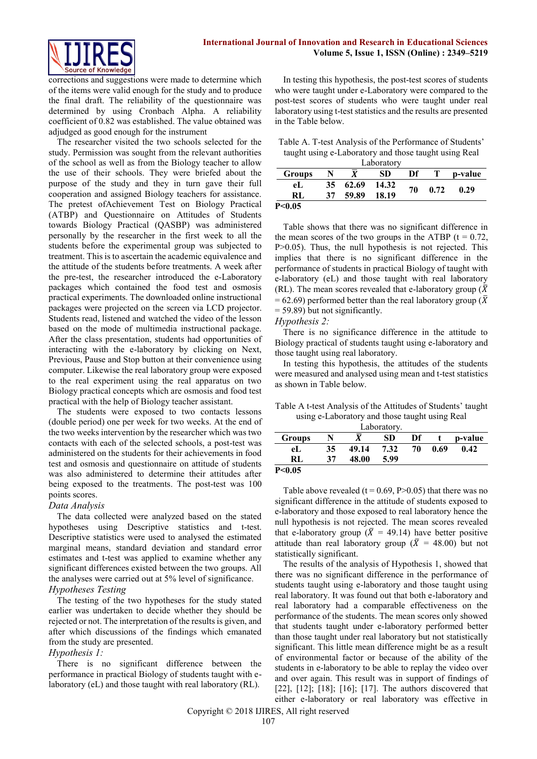corrections and suggestions were made to determine which of the items were valid enough for the study and to produce the final draft. The reliability of the questionnaire was determined by using Cronbach Alpha. A reliability coefficient of 0.82 was established. The value obtained was adjudged as good enough for the instrument

The researcher visited the two schools selected for the study. Permission was sought from the relevant authorities of the school as well as from the Biology teacher to allow the use of their schools. They were briefed about the purpose of the study and they in turn gave their full cooperation and assigned Biology teachers for assistance. The pretest ofAchievement Test on Biology Practical (ATBP) and Questionnaire on Attitudes of Students towards Biology Practical (QASBP) was administered personally by the researcher in the first week to all the students before the experimental group was subjected to treatment. This is to ascertain the academic equivalence and the attitude of the students before treatments. A week after the pre-test, the researcher introduced the e-Laboratory packages which contained the food test and osmosis practical experiments. The downloaded online instructional packages were projected on the screen via LCD projector. Students read, listened and watched the video of the lesson based on the mode of multimedia instructional package. After the class presentation, students had opportunities of interacting with the e-laboratory by clicking on Next, Previous, Pause and Stop button at their convenience using computer. Likewise the real laboratory group were exposed to the real experiment using the real apparatus on two Biology practical concepts which are osmosis and food test practical with the help of Biology teacher assistant.

The students were exposed to two contacts lessons (double period) one per week for two weeks. At the end of the two weeks intervention by the researcher which was two contacts with each of the selected schools, a post-test was administered on the students for their achievements in food test and osmosis and questionnaire on attitude of students was also administered to determine their attitudes after being exposed to the treatments. The post-test was 100 points scores.

*Data Analysis*

The data collected were analyzed based on the stated hypotheses using Descriptive statistics and t-test. Descriptive statistics were used to analysed the estimated marginal means, standard deviation and standard error estimates and t-test was applied to examine whether any significant differences existed between the two groups. All the analyses were carried out at 5% level of significance.

*Hypotheses Testing*

The testing of the two hypotheses for the study stated earlier was undertaken to decide whether they should be rejected or not. The interpretation of the results is given, and after which discussions of the findings which emanated from the study are presented.

*Hypothesis 1:*

There is no significant difference between the performance in practical Biology of students taught with e-laboratory (eL) and those taught with real laboratory (RL).

In testing this hypothesis, the post-test scores of students who were taught under e-Laboratory were compared to the post-test scores of students who were taught under real laboratory using t-test statistics and the results are presented in the Table below.

Table A. T-test Analysis of the Performance of Students' taught using e-Laboratory and those taught using Real Laboratory

| Groups | N | $\bar{X}$ | SD | Df | T | p-value |
|---|---|---|---|---|---|---|
| eL | 35 | 62.69 | 14.32 | 70 | 0.72 | 0.29 |
| RL | 37 | 59.89 | 18.19 | | | |

P<0.05

Table shows that there was no significant difference in the mean scores of the two groups in the ATBP ($t = 0.72$, $P>0.05$). Thus, the null hypothesis is not rejected. This implies that there is no significant difference in the performance of students in practical Biology of taught with e-laboratory (eL) and those taught with real laboratory (RL). The mean scores revealed that e-laboratory group ($\bar{X} = 62.69$) performed better than the real laboratory group ($\bar{X} = 59.89$) but not significantly.

*Hypothesis 2:*

There is no significance difference in the attitude to Biology practical of students taught using e-laboratory and those taught using real laboratory.

In testing this hypothesis, the attitudes of the students were measured and analysed using mean and t-test statistics as shown in Table below.

Table A t-test Analysis of the Attitudes of Students' taught using e-Laboratory and those taught using Real Laboratory.

| Groups | N | $\bar{X}$ | SD | Df | t | p-value |
|---|---|---|---|---|---|---|
| eL | 35 | 49.14 | 7.32 | 70 | 0.69 | 0.42 |
| RL | 37 | 48.00 | 5.99 | | | |

P<0.05

Table above revealed ($t = 0.69$, $P>0.05$) that there was no significant difference in the attitude of students exposed to e-laboratory and those exposed to real laboratory hence the null hypothesis is not rejected. The mean scores revealed that e-laboratory group ($\bar{X} = 49.14$) have better positive attitude than real laboratory group ($\bar{X} = 48.00$) but not statistically significant.

The results of the analysis of Hypothesis 1, showed that there was no significant difference in the performance of students taught using e-laboratory and those taught using real laboratory. It was found out that both e-laboratory and real laboratory had a comparable effectiveness on the performance of the students. The mean scores only showed that students taught under e-laboratory performed better than those taught under real laboratory but not statistically significant. This little mean difference might be as a result of environmental factor or because of the ability of the students in e-laboratory to be able to replay the video over and over again. This result was in support of findings of [22], [12]; [18]; [16]; [17]. The authors discovered that either e-laboratory or real laboratory was effective in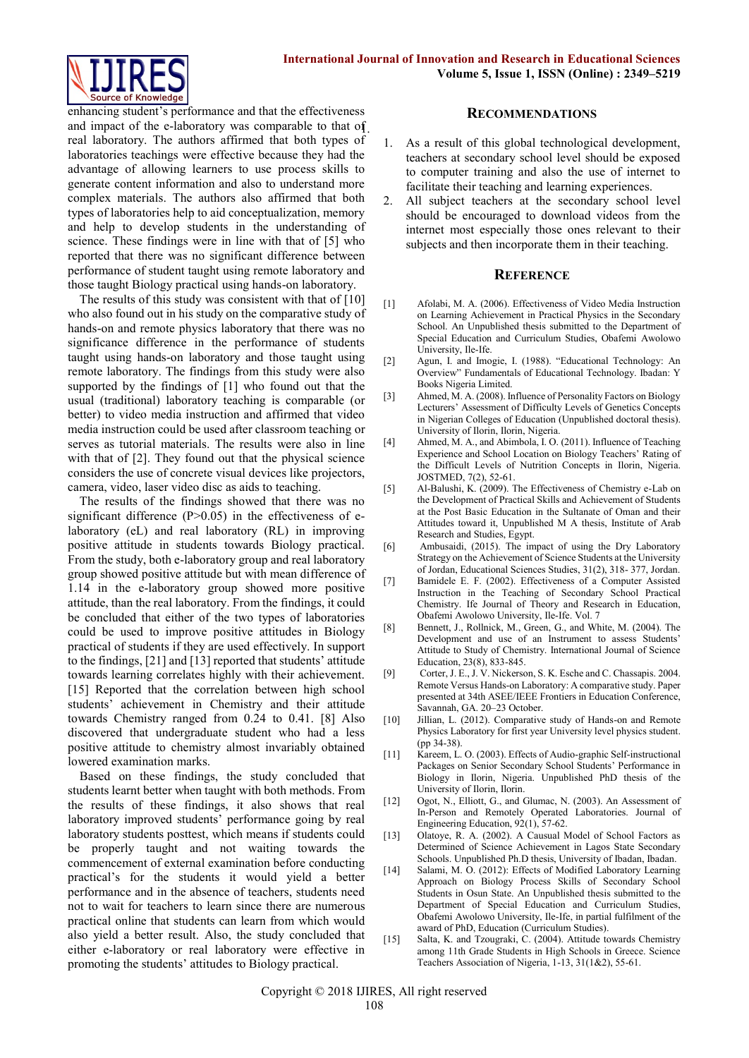enhancing student's performance and that the effectiveness and impact of the e-laboratory was comparable to that of real laboratory. The authors affirmed that both types of laboratories teachings were effective because they had the advantage of allowing learners to use process skills to generate content information and also to understand more complex materials. The authors also affirmed that both types of laboratories help to aid conceptualization, memory and help to develop students in the understanding of science. These findings were in line with that of [5] who reported that there was no significant difference between performance of student taught using remote laboratory and those taught Biology practical using hands-on laboratory.

The results of this study was consistent with that of [10] who also found out in his study on the comparative study of hands-on and remote physics laboratory that there was no significance difference in the performance of students taught using hands-on laboratory and those taught using remote laboratory. The findings from this study were also supported by the findings of [1] who found out that the usual (traditional) laboratory teaching is comparable (or better) to video media instruction and affirmed that video media instruction could be used after classroom teaching or serves as tutorial materials. The results were also in line with that of [2]. They found out that the physical science considers the use of concrete visual devices like projectors, camera, video, laser video disc as aids to teaching.

The results of the findings showed that there was no significant difference ($P>0.05$) in the effectiveness of e-laboratory (eL) and real laboratory (RL) in improving positive attitude in students towards Biology practical. From the study, both e-laboratory group and real laboratory group showed positive attitude but with mean difference of 1.14 in the e-laboratory group showed more positive attitude, than the real laboratory. From the findings, it could be concluded that either of the two types of laboratories could be used to improve positive attitudes in Biology practical of students if they are used effectively. In support to the findings, [21] and [13] reported that students' attitude towards learning correlates highly with their achievement. [15] Reported that the correlation between high school students' achievement in Chemistry and their attitude towards Chemistry ranged from 0.24 to 0.41. [8] Also discovered that undergraduate student who had a less positive attitude to chemistry almost invariably obtained lowered examination marks.

Based on these findings, the study concluded that students learnt better when taught with both methods. From the results of these findings, it also shows that real laboratory improved students' performance going by real laboratory students posttest, which means if students could be properly taught and not waiting towards the commencement of external examination before conducting practical's for the students it would yield a better performance and in the absence of teachers, students need not to wait for teachers to learn since there are numerous practical online that students can learn from which would also yield a better result. Also, the study concluded that either e-laboratory or real laboratory were effective in promoting the students' attitudes to Biology practical.

## Recommendations

1. As a result of this global technological development, teachers at secondary school level should be exposed to computer training and also the use of internet to facilitate their teaching and learning experiences.
2. All subject teachers at the secondary school level should be encouraged to download videos from the internet most especially those ones relevant to their subjects and then incorporate them in their teaching.

## Reference

[1] Afolabi, M. A. (2006). Effectiveness of Video Media Instruction on Learning Achievement in Practical Physics in the Secondary School. An Unpublished thesis submitted to the Department of Special Education and Curriculum Studies, Obafemi Awolowo University, Ile-Ife.

[2] Agun, I. and Imogie, I. (1988). "Educational Technology: An Overview" Fundamentals of Educational Technology. Ibadan: Y Books Nigeria Limited.

[3] Ahmed, M. A. (2008). Influence of Personality Factors on Biology Lecturers' Assessment of Difficulty Levels of Genetics Concepts in Nigerian Colleges of Education (Unpublished doctoral thesis). University of Ilorin, Ilorin, Nigeria.

[4] Ahmed, M. A., and Abimbola, I. O. (2011). Influence of Teaching Experience and School Location on Biology Teachers' Rating of the Difficult Levels of Nutrition Concepts in Ilorin, Nigeria. JOSTMED, 7(2), 52-61.

[5] Al-Balushi, K. (2009). The Effectiveness of Chemistry e-Lab on the Development of Practical Skills and Achievement of Students at the Post Basic Education in the Sultanate of Oman and their Attitudes toward it, Unpublished M A thesis, Institute of Arab Research and Studies, Egypt.

[6] Ambusaidi, (2015). The impact of using the Dry Laboratory Strategy on the Achievement of Science Students at the University of Jordan, Educational Sciences Studies, 31(2), 318- 377, Jordan.

[7] Bamidele E. F. (2002). Effectiveness of a Computer Assisted Instruction in the Teaching of Secondary School Practical Chemistry. Ife Journal of Theory and Research in Education, Obafemi Awolowo University, Ile-Ife. Vol. 7

[8] Bennett, J., Rollnick, M., Green, G., and White, M. (2004). The Development and use of an Instrument to assess Students' Attitude to Study of Chemistry. International Journal of Science Education, 23(8), 833-845.

[9] Corter, J. E., J. V. Nickerson, S. K. Esche and C. Chassapis. 2004. Remote Versus Hands-on Laboratory: A comparative study. Paper presented at 34th ASEE/IEEE Frontiers in Education Conference, Savannah, GA. 20–23 October.

[10] Jillian, L. (2012). Comparative study of Hands-on and Remote Physics Laboratory for first year University level physics student. (pp 34-38).

[11] Kareem, L. O. (2003). Effects of Audio-graphic Self-instructional Packages on Senior Secondary School Students' Performance in Biology in Ilorin, Nigeria. Unpublished PhD thesis of the University of Ilorin, Ilorin.

[12] Ogot, N., Elliott, G., and Glumac, N. (2003). An Assessment of In-Person and Remotely Operated Laboratories. Journal of Engineering Education, 92(1), 57-62.

[13] Olatoye, R. A. (2002). A Causual Model of School Factors as Determined of Science Achievement in Lagos State Secondary Schools. Unpublished Ph.D thesis, University of Ibadan, Ibadan.

[14] Salami, M. O. (2012): Effects of Modified Laboratory Learning Approach on Biology Process Skills of Secondary School Students in Osun State. An Unpublished thesis submitted to the Department of Special Education and Curriculum Studies, Obafemi Awolowo University, Ile-Ife, in partial fulfilment of the award of PhD, Education (Curriculum Studies).

[15] Salta, K. and Tzougraki, C. (2004). Attitude towards Chemistry among 11th Grade Students in High Schools in Greece. Science Teachers Association of Nigeria, 1-13, 31(1&2), 55-61.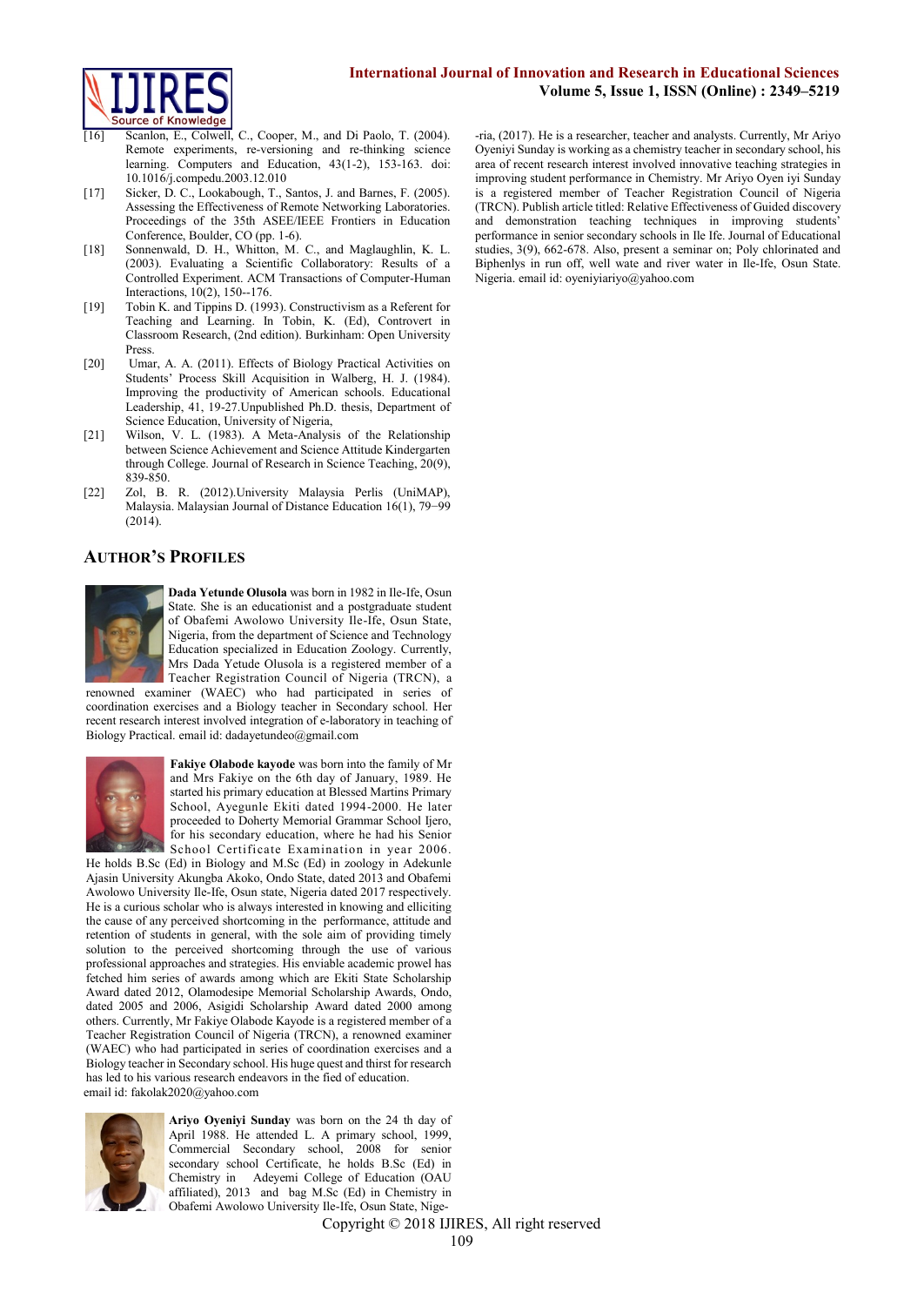[16] Scanlon, E., Colwell, C., Cooper, M., and Di Paolo, T. (2004). Remote experiments, re-versioning and re-thinking science learning. Computers and Education, 43(1-2), 153-163. doi: 10.1016/j.compedu.2003.12.010

[17] Sicker, D. C., Lookabough, T., Santos, J. and Barnes, F. (2005). Assessing the Effectiveness of Remote Networking Laboratories. Proceedings of the 35th ASEE/IEEE Frontiers in Education Conference, Boulder, CO (pp. 1-6).

[18] Sonnenwald, D. H., Whitton, M. C., and Maglaughlin, K. L. (2003). Evaluating a Scientific Collaboratory: Results of a Controlled Experiment. ACM Transactions of Computer-Human Interactions, 10(2), 150--176.

[19] Tobin K. and Tippins D. (1993). Constructivism as a Referent for Teaching and Learning. In Tobin, K. (Ed), Controvert in Classroom Research, (2nd edition). Burkinham: Open University Press.

[20] Umar, A. A. (2011). Effects of Biology Practical Activities on Students' Process Skill Acquisition in Walberg, H. J. (1984). Improving the productivity of American schools. Educational Leadership, 41, 19-27.Unpublished Ph.D. thesis, Department of Science Education, University of Nigeria,

[21] Wilson, V. L. (1983). A Meta-Analysis of the Relationship between Science Achievement and Science Attitude Kindergarten through College. Journal of Research in Science Teaching, 20(9), 839-850.

[22] Zol, B. R. (2012).University Malaysia Perlis (UniMAP), Malaysia. Malaysian Journal of Distance Education 16(1), 79−99 (2014).

## AUTHOR'S PROFILES

**Dada Yetunde Olusola** was born in 1982 in Ile-Ife, Osun State. She is an educationist and a postgraduate student of Obafemi Awolowo University Ile-Ife, Osun State, Nigeria, from the department of Science and Technology Education specialized in Education Zoology. Currently, Mrs Dada Yetude Olusola is a registered member of a Teacher Registration Council of Nigeria (TRCN), a renowned examiner (WAEC) who had participated in series of coordination exercises and a Biology teacher in Secondary school. Her recent research interest involved integration of e-laboratory in teaching of Biology Practical. email id: dadayetundeo@gmail.com

**Fakiye Olabode kayode** was born into the family of Mr and Mrs Fakiye on the 6th day of January, 1989. He started his primary education at Blessed Martins Primary School, Ayegunle Ekiti dated 1994-2000. He later proceeded to Doherty Memorial Grammar School Ijero, for his secondary education, where he had his Senior School Certificate Examination in year 2006. He holds B.Sc (Ed) in Biology and M.Sc (Ed) in zoology in Adekunle Ajasin University Akungba Akoko, Ondo State, dated 2013 and Obafemi Awolowo University Ile-Ife, Osun state, Nigeria dated 2017 respectively. He is a curious scholar who is always interested in knowing and elliciting the cause of any perceived shortcoming in the performance, attitude and retention of students in general, with the sole aim of providing timely solution to the perceived shortcoming through the use of various professional approaches and strategies. His enviable academic prowel has fetched him series of awards among which are Ekiti State Scholarship Award dated 2012, Olamodesipe Memorial Scholarship Awards, Ondo, dated 2005 and 2006, Asigidi Scholarship Award dated 2000 among others. Currently, Mr Fakiye Olabode Kayode is a registered member of a Teacher Registration Council of Nigeria (TRCN), a renowned examiner (WAEC) who had participated in series of coordination exercises and a Biology teacher in Secondary school. His huge quest and thirst for research has led to his various research endeavors in the fied of education. email id: fakolak2020@yahoo.com

**Ariyo Oyeniyi Sunday** was born on the 24 th day of April 1988. He attended L. A primary school, 1999, Commercial Secondary school, 2008 for senior secondary school Certificate, he holds B.Sc (Ed) in Chemistry in Adeyemi College of Education (OAU affiliated), 2013 and bag M.Sc (Ed) in Chemistry in Obafemi Awolowo University Ile-Ife, Osun State, Nigeria, (2017). He is a researcher, teacher and analysts. Currently, Mr Ariyo Oyeniyi Sunday is working as a chemistry teacher in secondary school, his area of recent research interest involved innovative teaching strategies in improving student performance in Chemistry. Mr Ariyo Oyen iyi Sunday is a registered member of Teacher Registration Council of Nigeria (TRCN). Publish article titled: Relative Effectiveness of Guided discovery and demonstration teaching techniques in improving students' performance in senior secondary schools in Ile Ife. Journal of Educational studies, 3(9), 662-678. Also, present a seminar on; Poly chlorinated and Biphenlys in run off, well wate and river water in Ile-Ife, Osun State. Nigeria. email id: oyeniyiariyo@yahoo.com